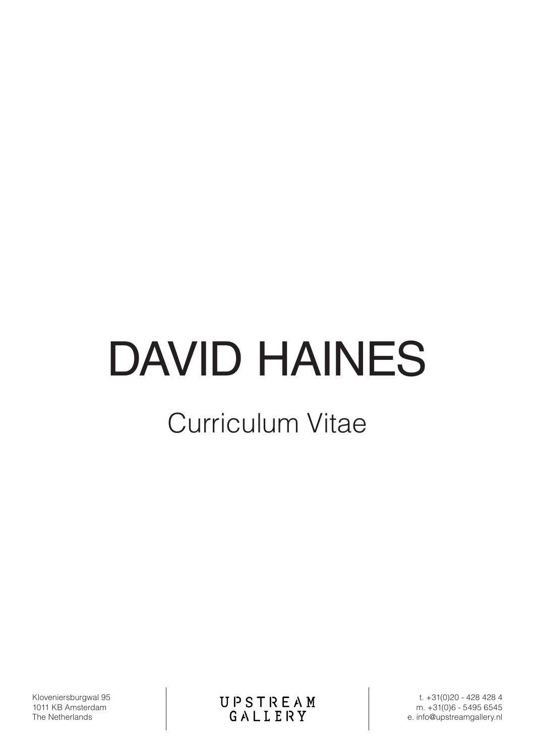# DAVID HAINES

## Curriculum Vitae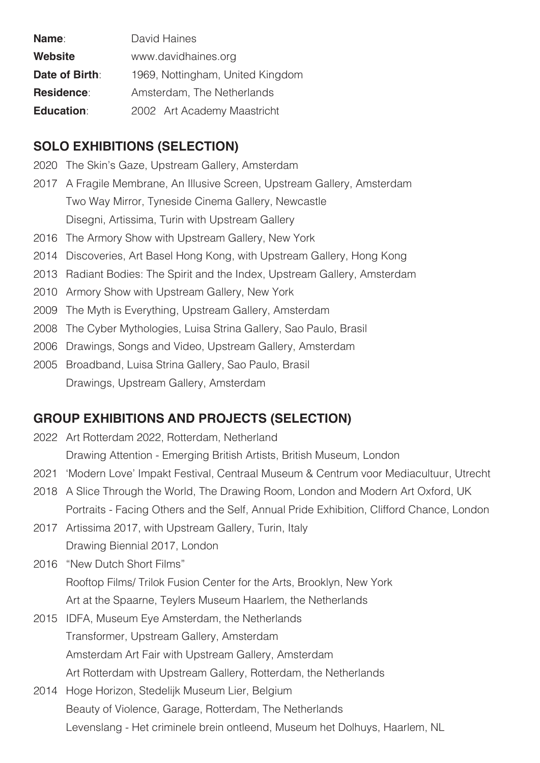| | |
|---|---|
| **Name**: | David Haines |
| **Website** | www.davidhaines.org |
| **Date of Birth**: | 1969, Nottingham, United Kingdom |
| **Residence**: | Amsterdam, The Netherlands |
| **Education**: | 2002 Art Academy Maastricht |

## SOLO EXHIBITIONS (SELECTION)

2020 The Skin's Gaze, Upstream Gallery, Amsterdam

2017 A Fragile Membrane, An Illusive Screen, Upstream Gallery, Amsterdam
Two Way Mirror, Tyneside Cinema Gallery, Newcastle
Disegni, Artissima, Turin with Upstream Gallery

2016 The Armory Show with Upstream Gallery, New York

2014 Discoveries, Art Basel Hong Kong, with Upstream Gallery, Hong Kong

2013 Radiant Bodies: The Spirit and the Index, Upstream Gallery, Amsterdam

2010 Armory Show with Upstream Gallery, New York

2009 The Myth is Everything, Upstream Gallery, Amsterdam

2008 The Cyber Mythologies, Luisa Strina Gallery, Sao Paulo, Brasil

2006 Drawings, Songs and Video, Upstream Gallery, Amsterdam

2005 Broadband, Luisa Strina Gallery, Sao Paulo, Brasil
Drawings, Upstream Gallery, Amsterdam

## GROUP EXHIBITIONS AND PROJECTS (SELECTION)

2022 Art Rotterdam 2022, Rotterdam, Netherland
Drawing Attention - Emerging British Artists, British Museum, London

2021 'Modern Love' Impakt Festival, Centraal Museum & Centrum voor Mediacultuur, Utrecht

2018 A Slice Through the World, The Drawing Room, London and Modern Art Oxford, UK
Portraits - Facing Others and the Self, Annual Pride Exhibition, Clifford Chance, London

2017 Artissima 2017, with Upstream Gallery, Turin, Italy
Drawing Biennial 2017, London

2016 "New Dutch Short Films"
Rooftop Films/ Trilok Fusion Center for the Arts, Brooklyn, New York
Art at the Spaarne, Teylers Museum Haarlem, the Netherlands

2015 IDFA, Museum Eye Amsterdam, the Netherlands
Transformer, Upstream Gallery, Amsterdam
Amsterdam Art Fair with Upstream Gallery, Amsterdam
Art Rotterdam with Upstream Gallery, Rotterdam, the Netherlands

2014 Hoge Horizon, Stedelijk Museum Lier, Belgium
Beauty of Violence, Garage, Rotterdam, The Netherlands
Levenslang - Het criminele brein ontleend, Museum het Dolhuys, Haarlem, NL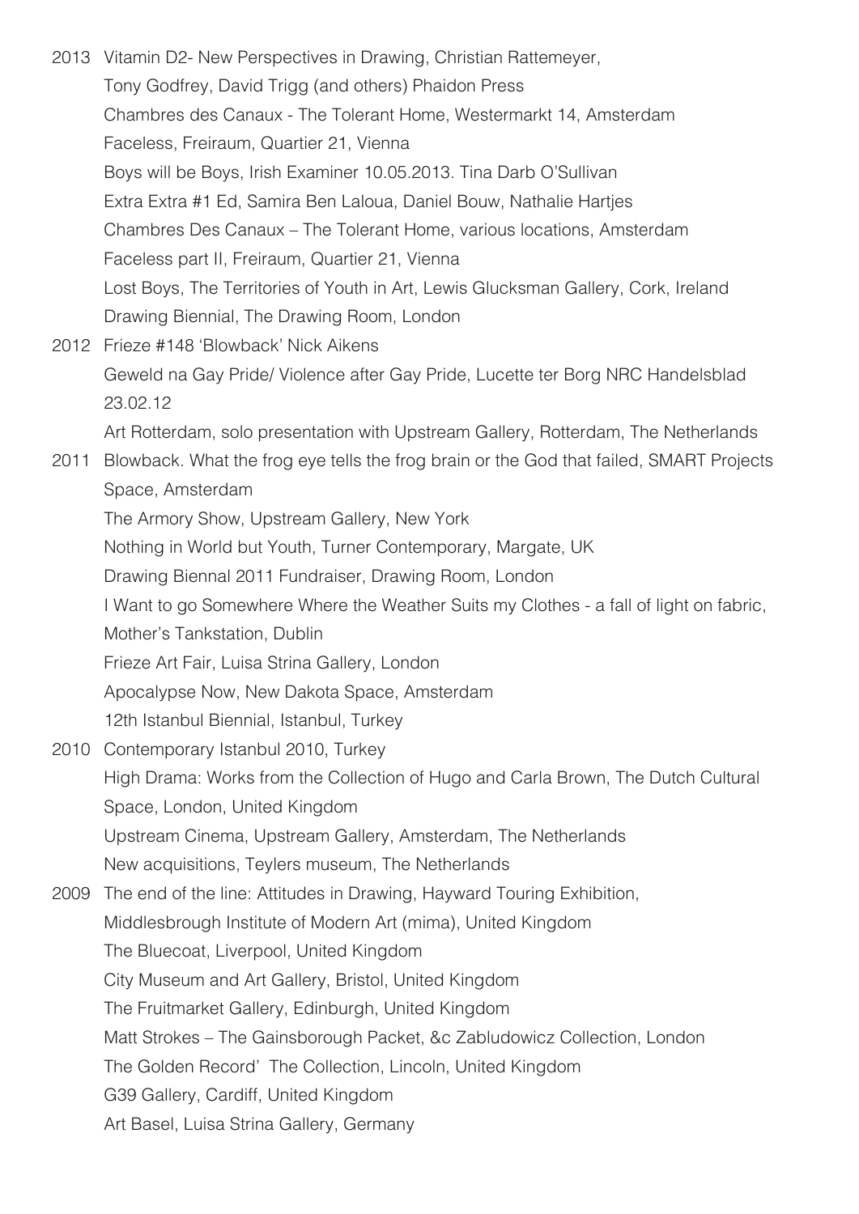2013 Vitamin D2- New Perspectives in Drawing, Christian Rattemeyer, Tony Godfrey, David Trigg (and others) Phaidon Press
Chambres des Canaux - The Tolerant Home, Westermarkt 14, Amsterdam
Faceless, Freiraum, Quartier 21, Vienna
Boys will be Boys, Irish Examiner 10.05.2013. Tina Darb O'Sullivan
Extra Extra #1 Ed, Samira Ben Laloua, Daniel Bouw, Nathalie Hartjes
Chambres Des Canaux – The Tolerant Home, various locations, Amsterdam
Faceless part II, Freiraum, Quartier 21, Vienna
Lost Boys, The Territories of Youth in Art, Lewis Glucksman Gallery, Cork, Ireland
Drawing Biennial, The Drawing Room, London

2012 Frieze #148 'Blowback' Nick Aikens
Geweld na Gay Pride/ Violence after Gay Pride, Lucette ter Borg NRC Handelsblad 23.02.12
Art Rotterdam, solo presentation with Upstream Gallery, Rotterdam, The Netherlands

2011 Blowback. What the frog eye tells the frog brain or the God that failed, SMART Projects Space, Amsterdam
The Armory Show, Upstream Gallery, New York
Nothing in World but Youth, Turner Contemporary, Margate, UK
Drawing Biennal 2011 Fundraiser, Drawing Room, London
I Want to go Somewhere Where the Weather Suits my Clothes - a fall of light on fabric, Mother's Tankstation, Dublin
Frieze Art Fair, Luisa Strina Gallery, London
Apocalypse Now, New Dakota Space, Amsterdam
12th Istanbul Biennial, Istanbul, Turkey

2010 Contemporary Istanbul 2010, Turkey
High Drama: Works from the Collection of Hugo and Carla Brown, The Dutch Cultural Space, London, United Kingdom
Upstream Cinema, Upstream Gallery, Amsterdam, The Netherlands
New acquisitions, Teylers museum, The Netherlands

2009 The end of the line: Attitudes in Drawing, Hayward Touring Exhibition, Middlesbrough Institute of Modern Art (mima), United Kingdom
The Bluecoat, Liverpool, United Kingdom
City Museum and Art Gallery, Bristol, United Kingdom
The Fruitmarket Gallery, Edinburgh, United Kingdom
Matt Strokes – The Gainsborough Packet, &c Zabludowicz Collection, London
The Golden Record' The Collection, Lincoln, United Kingdom
G39 Gallery, Cardiff, United Kingdom
Art Basel, Luisa Strina Gallery, Germany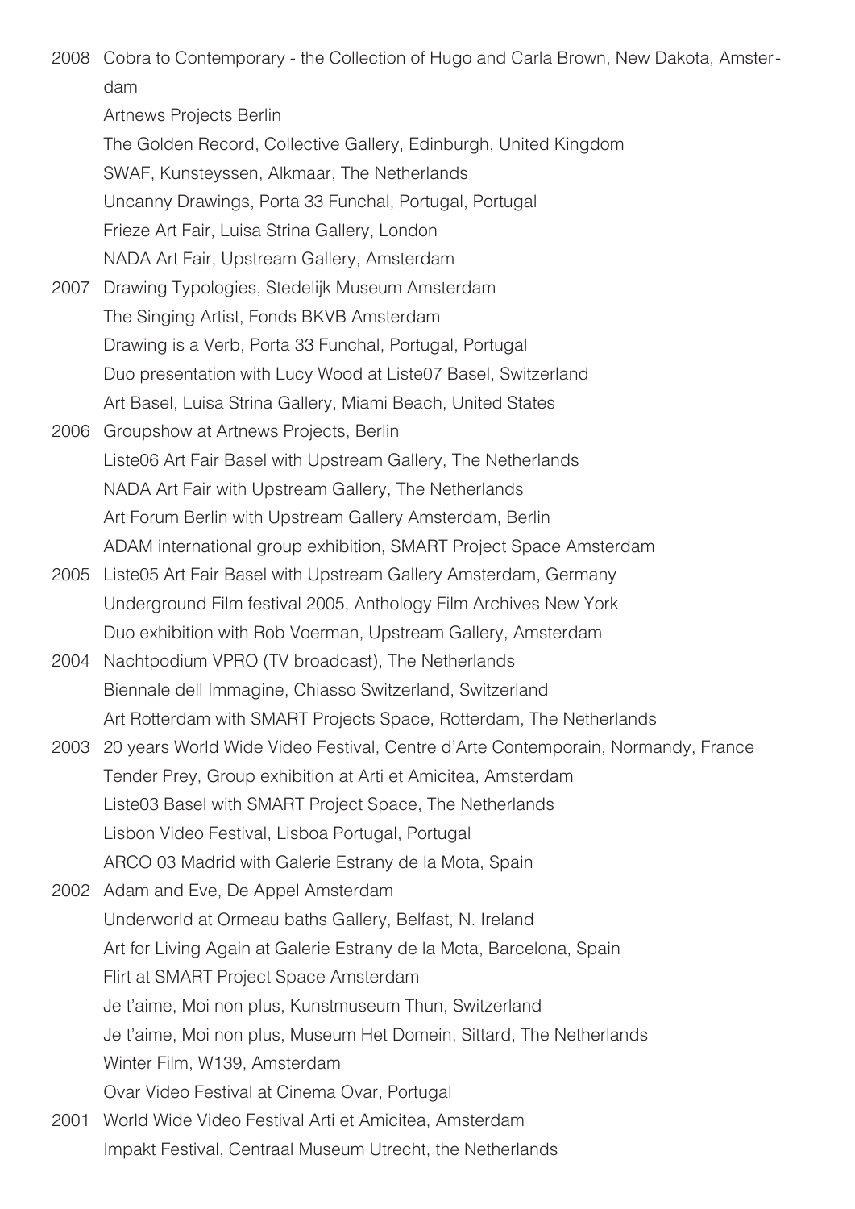2008 Cobra to Contemporary - the Collection of Hugo and Carla Brown, New Dakota, Amsterdam
Artnews Projects Berlin
The Golden Record, Collective Gallery, Edinburgh, United Kingdom
SWAF, Kunsteyssen, Alkmaar, The Netherlands
Uncanny Drawings, Porta 33 Funchal, Portugal, Portugal
Frieze Art Fair, Luisa Strina Gallery, London
NADA Art Fair, Upstream Gallery, Amsterdam

2007 Drawing Typologies, Stedelijk Museum Amsterdam
The Singing Artist, Fonds BKVB Amsterdam
Drawing is a Verb, Porta 33 Funchal, Portugal, Portugal
Duo presentation with Lucy Wood at Liste07 Basel, Switzerland
Art Basel, Luisa Strina Gallery, Miami Beach, United States

2006 Groupshow at Artnews Projects, Berlin
Liste06 Art Fair Basel with Upstream Gallery, The Netherlands
NADA Art Fair with Upstream Gallery, The Netherlands
Art Forum Berlin with Upstream Gallery Amsterdam, Berlin
ADAM international group exhibition, SMART Project Space Amsterdam

2005 Liste05 Art Fair Basel with Upstream Gallery Amsterdam, Germany
Underground Film festival 2005, Anthology Film Archives New York
Duo exhibition with Rob Voerman, Upstream Gallery, Amsterdam

2004 Nachtpodium VPRO (TV broadcast), The Netherlands
Biennale dell Immagine, Chiasso Switzerland, Switzerland
Art Rotterdam with SMART Projects Space, Rotterdam, The Netherlands

2003 20 years World Wide Video Festival, Centre d'Arte Contemporain, Normandy, France
Tender Prey, Group exhibition at Arti et Amicitea, Amsterdam
Liste03 Basel with SMART Project Space, The Netherlands
Lisbon Video Festival, Lisboa Portugal, Portugal
ARCO 03 Madrid with Galerie Estrany de la Mota, Spain

2002 Adam and Eve, De Appel Amsterdam
Underworld at Ormeau baths Gallery, Belfast, N. Ireland
Art for Living Again at Galerie Estrany de la Mota, Barcelona, Spain
Flirt at SMART Project Space Amsterdam
Je t'aime, Moi non plus, Kunstmuseum Thun, Switzerland
Je t'aime, Moi non plus, Museum Het Domein, Sittard, The Netherlands
Winter Film, W139, Amsterdam
Ovar Video Festival at Cinema Ovar, Portugal

2001 World Wide Video Festival Arti et Amicitea, Amsterdam
Impakt Festival, Centraal Museum Utrecht, the Netherlands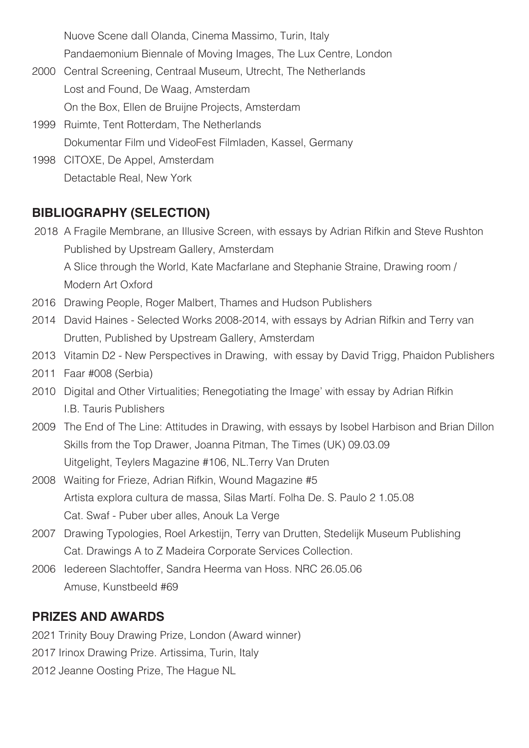Nuove Scene dall Olanda, Cinema Massimo, Turin, Italy

Pandaemonium Biennale of Moving Images, The Lux Centre, London

2000 Central Screening, Centraal Museum, Utrecht, The Netherlands

Lost and Found, De Waag, Amsterdam

On the Box, Ellen de Bruijne Projects, Amsterdam

1999 Ruimte, Tent Rotterdam, The Netherlands

Dokumentar Film und VideoFest Filmladen, Kassel, Germany

1998 CITOXE, De Appel, Amsterdam

Detactable Real, New York

## BIBLIOGRAPHY (SELECTION)

2018 A Fragile Membrane, an Illusive Screen, with essays by Adrian Rifkin and Steve Rushton Published by Upstream Gallery, Amsterdam

A Slice through the World, Kate Macfarlane and Stephanie Straine, Drawing room / Modern Art Oxford

2016 Drawing People, Roger Malbert, Thames and Hudson Publishers

2014 David Haines - Selected Works 2008-2014, with essays by Adrian Rifkin and Terry van Drutten, Published by Upstream Gallery, Amsterdam

2013 Vitamin D2 - New Perspectives in Drawing, with essay by David Trigg, Phaidon Publishers

2011 Faar #008 (Serbia)

2010 Digital and Other Virtualities; Renegotiating the Image' with essay by Adrian Rifkin I.B. Tauris Publishers

2009 The End of The Line: Attitudes in Drawing, with essays by Isobel Harbison and Brian Dillon

Skills from the Top Drawer, Joanna Pitman, The Times (UK) 09.03.09

Uitgelight, Teylers Magazine #106, NL.Terry Van Druten

2008 Waiting for Frieze, Adrian Rifkin, Wound Magazine #5

Artista explora cultura de massa, Silas Martí. Folha De. S. Paulo 2 1.05.08

Cat. Swaf - Puber uber alles, Anouk La Verge

2007 Drawing Typologies, Roel Arkestijn, Terry van Drutten, Stedelijk Museum Publishing

Cat. Drawings A to Z Madeira Corporate Services Collection.

2006 Iedereen Slachtoffer, Sandra Heerma van Hoss. NRC 26.05.06

Amuse, Kunstbeeld #69

## PRIZES AND AWARDS

2021 Trinity Bouy Drawing Prize, London (Award winner)

2017 Irinox Drawing Prize. Artissima, Turin, Italy

2012 Jeanne Oosting Prize, The Hague NL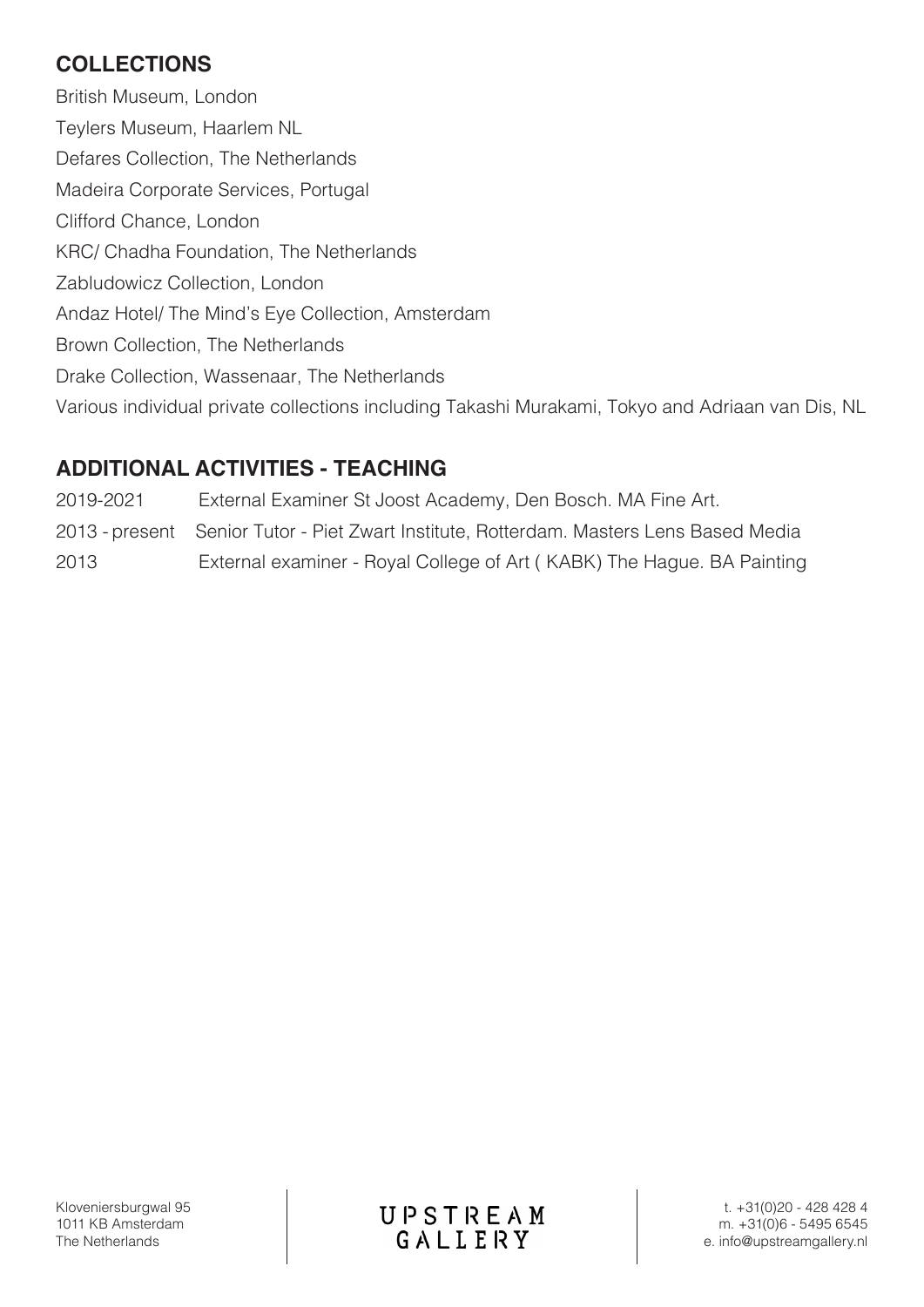## COLLECTIONS

British Museum, London
Teylers Museum, Haarlem NL
Defares Collection, The Netherlands
Madeira Corporate Services, Portugal
Clifford Chance, London
KRC/ Chadha Foundation, The Netherlands
Zabludowicz Collection, London
Andaz Hotel/ The Mind's Eye Collection, Amsterdam
Brown Collection, The Netherlands
Drake Collection, Wassenaar, The Netherlands
Various individual private collections including Takashi Murakami, Tokyo and Adriaan van Dis, NL

## ADDITIONAL ACTIVITIES - TEACHING

| | |
|---|---|
| 2019-2021 | External Examiner St Joost Academy, Den Bosch. MA Fine Art. |
| 2013 - present | Senior Tutor - Piet Zwart Institute, Rotterdam. Masters Lens Based Media |
| 2013 | External examiner - Royal College of Art ( KABK) The Hague. BA Painting |